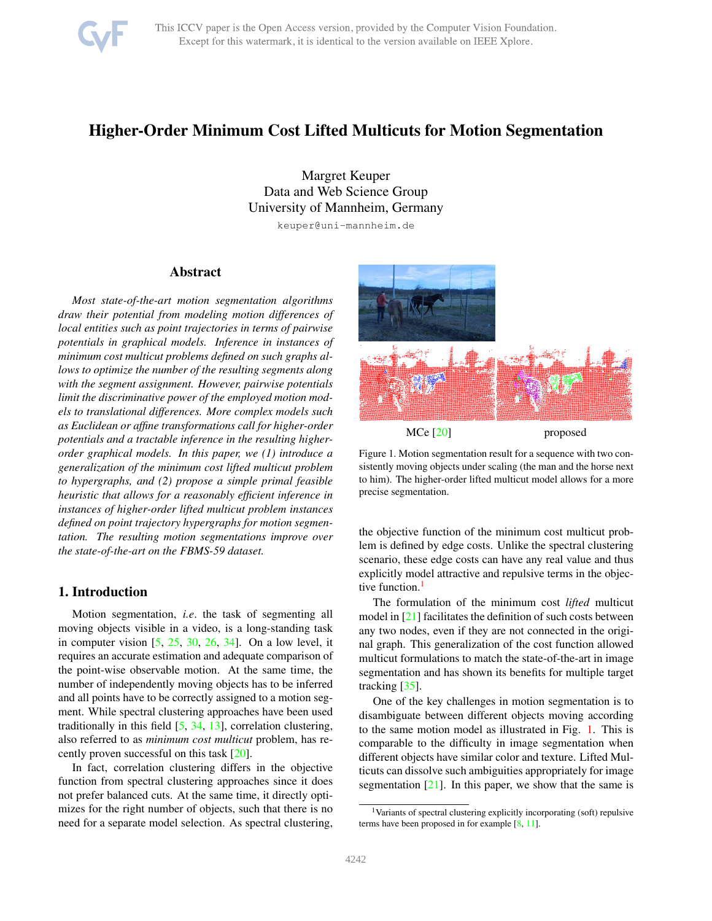# Higher-Order Minimum Cost Lifted Multicuts for Motion Segmentation

Margret Keuper
Data and Web Science Group
University of Mannheim, Germany

keuper@uni-mannheim.de

## Abstract

*Most state-of-the-art motion segmentation algorithms draw their potential from modeling motion differences of local entities such as point trajectories in terms of pairwise potentials in graphical models. Inference in instances of minimum cost multicut problems defined on such graphs allows to optimize the number of the resulting segments along with the segment assignment. However, pairwise potentials limit the discriminative power of the employed motion models to translational differences. More complex models such as Euclidean or affine transformations call for higher-order potentials and a tractable inference in the resulting higher-order graphical models. In this paper, we (1) introduce a generalization of the minimum cost lifted multicut problem to hypergraphs, and (2) propose a simple primal feasible heuristic that allows for a reasonably efficient inference in instances of higher-order lifted multicut problem instances defined on point trajectory hypergraphs for motion segmentation. The resulting motion segmentations improve over the state-of-the-art on the FBMS-59 dataset.*

MCe [20] proposed

Figure 1. Motion segmentation result for a sequence with two consistently moving objects under scaling (the man and the horse next to him). The higher-order lifted multicut model allows for a more precise segmentation.

## 1. Introduction

Motion segmentation, *i.e*. the task of segmenting all moving objects visible in a video, is a long-standing task in computer vision [5, 25, 30, 26, 34]. On a low level, it requires an accurate estimation and adequate comparison of the point-wise observable motion. At the same time, the number of independently moving objects has to be inferred and all points have to be correctly assigned to a motion segment. While spectral clustering approaches have been used traditionally in this field [5, 34, 13], correlation clustering, also referred to as *minimum cost multicut* problem, has recently proven successful on this task [20].

In fact, correlation clustering differs in the objective function from spectral clustering approaches since it does not prefer balanced cuts. At the same time, it directly optimizes for the right number of objects, such that there is no need for a separate model selection. As spectral clustering, the objective function of the minimum cost multicut problem is defined by edge costs. Unlike the spectral clustering scenario, these edge costs can have any real value and thus explicitly model attractive and repulsive terms in the objective function.[1]

The formulation of the minimum cost *lifted* multicut model in [21] facilitates the definition of such costs between any two nodes, even if they are not connected in the original graph. This generalization of the cost function allowed multicut formulations to match the state-of-the-art in image segmentation and has shown its benefits for multiple target tracking [35].

One of the key challenges in motion segmentation is to disambiguate between different objects moving according to the same motion model as illustrated in Fig. 1. This is comparable to the difficulty in image segmentation when different objects have similar color and texture. Lifted Multicuts can dissolve such ambiguities appropriately for image segmentation [21]. In this paper, we show that the same is

[1] Variants of spectral clustering explicitly incorporating (soft) repulsive terms have been proposed in for example [8, 11].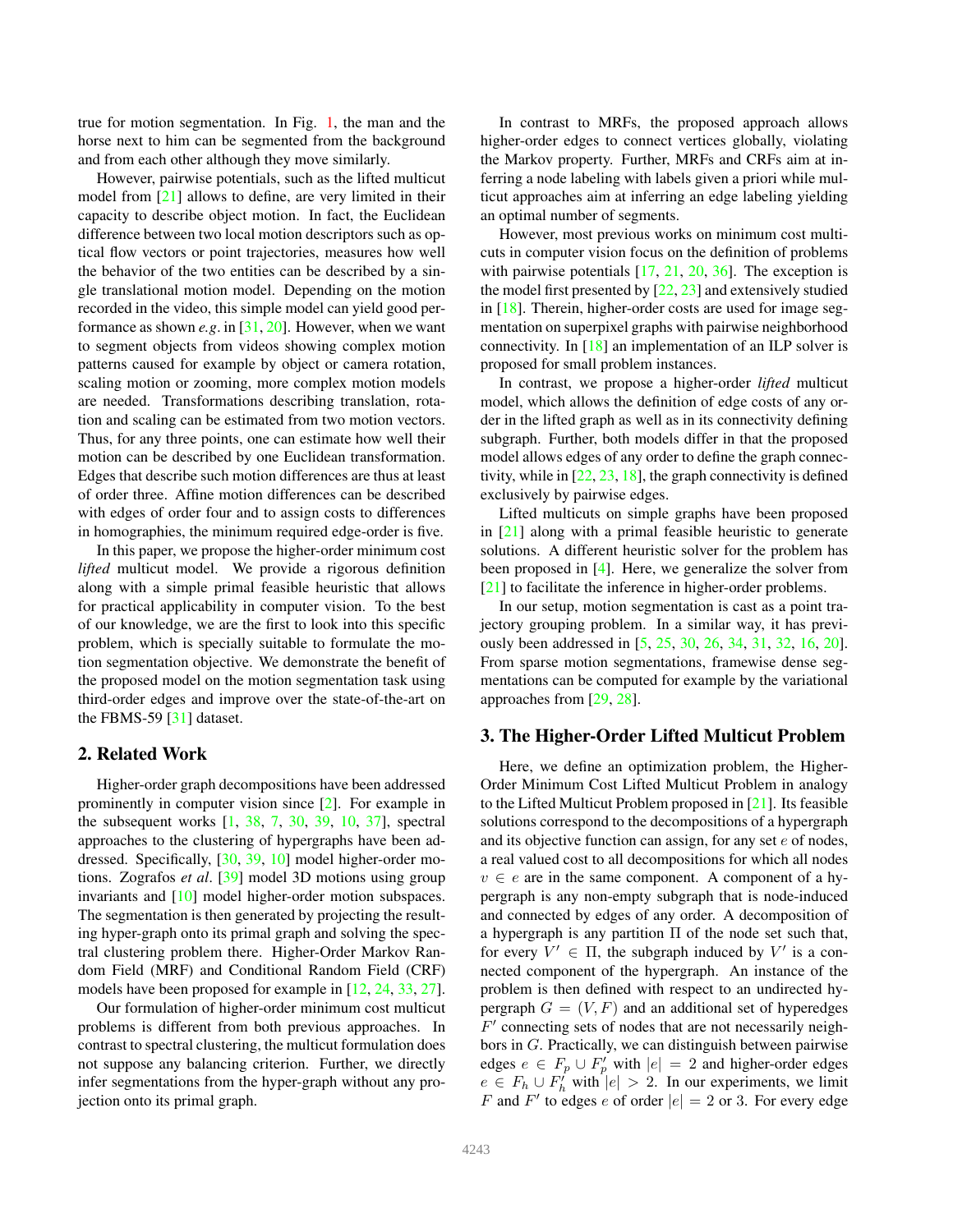true for motion segmentation. In Fig. 1, the man and the horse next to him can be segmented from the background and from each other although they move similarly.

However, pairwise potentials, such as the lifted multicut model from [21] allows to define, are very limited in their capacity to describe object motion. In fact, the Euclidean difference between two local motion descriptors such as optical flow vectors or point trajectories, measures how well the behavior of the two entities can be described by a single translational motion model. Depending on the motion recorded in the video, this simple model can yield good performance as shown *e.g.* in [31, 20]. However, when we want to segment objects from videos showing complex motion patterns caused for example by object or camera rotation, scaling motion or zooming, more complex motion models are needed. Transformations describing translation, rotation and scaling can be estimated from two motion vectors. Thus, for any three points, one can estimate how well their motion can be described by one Euclidean transformation. Edges that describe such motion differences are thus at least of order three. Affine motion differences can be described with edges of order four and to assign costs to differences in homographies, the minimum required edge-order is five.

In this paper, we propose the higher-order minimum cost *lifted* multicut model. We provide a rigorous definition along with a simple primal feasible heuristic that allows for practical applicability in computer vision. To the best of our knowledge, we are the first to look into this specific problem, which is specially suitable to formulate the motion segmentation objective. We demonstrate the benefit of the proposed model on the motion segmentation task using third-order edges and improve over the state-of-the-art on the FBMS-59 [31] dataset.

## 2. Related Work

Higher-order graph decompositions have been addressed prominently in computer vision since [2]. For example in the subsequent works [1, 38, 7, 30, 39, 10, 37], spectral approaches to the clustering of hypergraphs have been addressed. Specifically, [30, 39, 10] model higher-order motions. Zografos *et al*. [39] model 3D motions using group invariants and [10] model higher-order motion subspaces. The segmentation is then generated by projecting the resulting hyper-graph onto its primal graph and solving the spectral clustering problem there. Higher-Order Markov Random Field (MRF) and Conditional Random Field (CRF) models have been proposed for example in [12, 24, 33, 27].

Our formulation of higher-order minimum cost multicut problems is different from both previous approaches. In contrast to spectral clustering, the multicut formulation does not suppose any balancing criterion. Further, we directly infer segmentations from the hyper-graph without any projection onto its primal graph.

In contrast to MRFs, the proposed approach allows higher-order edges to connect vertices globally, violating the Markov property. Further, MRFs and CRFs aim at inferring a node labeling with labels given a priori while multicut approaches aim at inferring an edge labeling yielding an optimal number of segments.

However, most previous works on minimum cost multicuts in computer vision focus on the definition of problems with pairwise potentials [17, 21, 20, 36]. The exception is the model first presented by [22, 23] and extensively studied in [18]. Therein, higher-order costs are used for image segmentation on superpixel graphs with pairwise neighborhood connectivity. In [18] an implementation of an ILP solver is proposed for small problem instances.

In contrast, we propose a higher-order *lifted* multicut model, which allows the definition of edge costs of any order in the lifted graph as well as in its connectivity defining subgraph. Further, both models differ in that the proposed model allows edges of any order to define the graph connectivity, while in [22, 23, 18], the graph connectivity is defined exclusively by pairwise edges.

Lifted multicuts on simple graphs have been proposed in [21] along with a primal feasible heuristic to generate solutions. A different heuristic solver for the problem has been proposed in [4]. Here, we generalize the solver from [21] to facilitate the inference in higher-order problems.

In our setup, motion segmentation is cast as a point trajectory grouping problem. In a similar way, it has previously been addressed in [5, 25, 30, 26, 34, 31, 32, 16, 20]. From sparse motion segmentations, framewise dense segmentations can be computed for example by the variational approaches from [29, 28].

## 3. The Higher-Order Lifted Multicut Problem

Here, we define an optimization problem, the Higher-Order Minimum Cost Lifted Multicut Problem in analogy to the Lifted Multicut Problem proposed in [21]. Its feasible solutions correspond to the decompositions of a hypergraph and its objective function can assign, for any set $e$ of nodes, a real valued cost to all decompositions for which all nodes $v \in e$ are in the same component. A component of a hypergraph is any non-empty subgraph that is node-induced and connected by edges of any order. A decomposition of a hypergraph is any partition $\Pi$ of the node set such that, for every $V' \in \Pi$, the subgraph induced by $V'$ is a connected component of the hypergraph. An instance of the problem is then defined with respect to an undirected hypergraph $G = (V, F)$ and an additional set of hyperedges $F'$ connecting sets of nodes that are not necessarily neighbors in $G$. Practically, we can distinguish between pairwise edges $e \in F_p \cup F'_p$ with $|e| = 2$ and higher-order edges $e \in F_h \cup F'_h$ with $|e| > 2$. In our experiments, we limit $F$ and $F'$ to edges $e$ of order $|e| = 2$ or 3. For every edge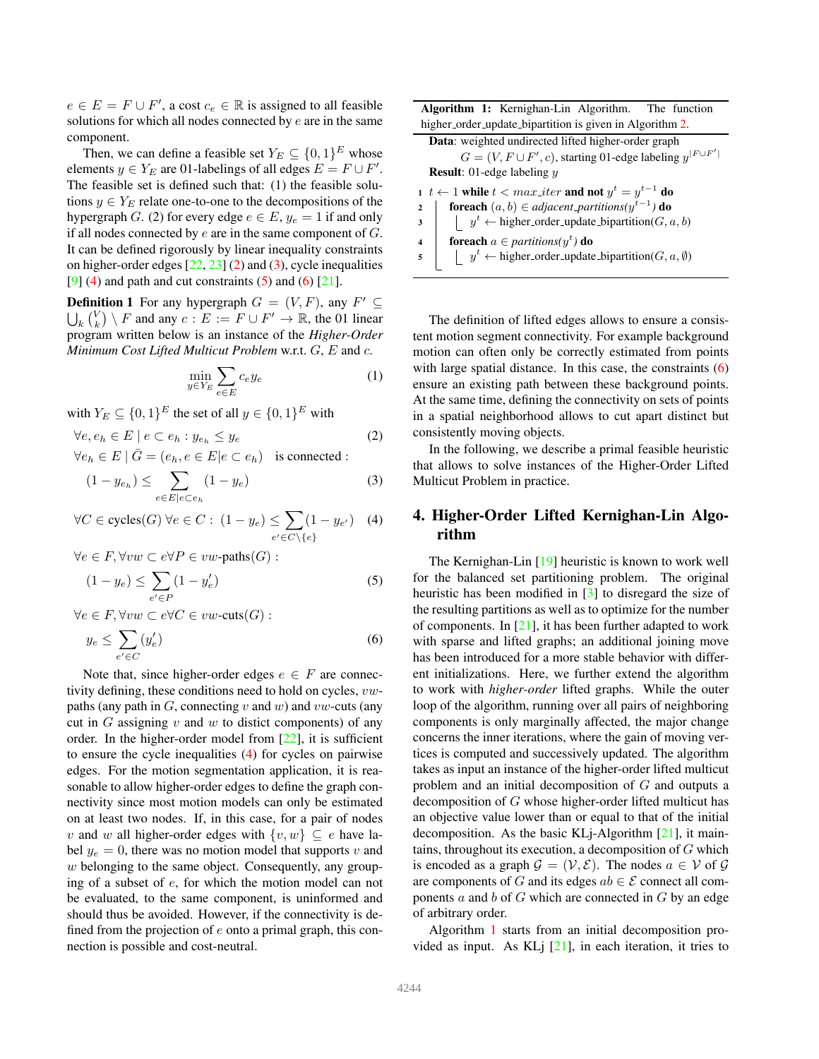$e \in E = F \cup F'$, a cost $c_e \in \mathbb{R}$ is assigned to all feasible solutions for which all nodes connected by $e$ are in the same component.

Then, we can define a feasible set $Y_E \subseteq \{0,1\}^E$ whose elements $y \in Y_E$ are 01-labelings of all edges $E = F \cup F'$. The feasible set is defined such that: (1) the feasible solutions $y \in Y_E$ relate one-to-one to the decompositions of the hypergraph $G$. (2) for every edge $e \in E$, $y_e = 1$ if and only if all nodes connected by $e$ are in the same component of $G$. It can be defined rigorously by linear inequality constraints on higher-order edges [22, 23] (2) and (3), cycle inequalities [9] (4) and path and cut constraints (5) and (6) [21].

**Definition 1** For any hypergraph $G = (V, F)$, any $F' \subseteq \bigcup_k \binom{V}{k} \setminus F$ and any $c : E := F \cup F' \to \mathbb{R}$, the 01 linear program written below is an instance of the ***Higher-Order Minimum Cost Lifted Multicut Problem*** w.r.t. $G$, $E$ and $c$.

$$\min_{y \in Y_E} \sum_{e \in E} c_e y_e \tag{1}$$

with $Y_E \subseteq \{0,1\}^E$ the set of all $y \in \{0,1\}^E$ with

$$\forall e, e_h \in E \mid e \subset e_h : y_{e_h} \leq y_e \tag{2}$$

$$\forall e_h \in E \mid \bar{G} = (e_h, e \in E | e \subset e_h) \quad \text{is connected :}$$

$$(1 - y_{e_h}) \leq \sum_{e \in E | e \subset e_h} (1 - y_e) \tag{3}$$

$$\forall C \in \text{cycles}(G)\ \forall e \in C: \ (1 - y_e) \leq \sum_{e' \in C \setminus \{e\}} (1 - y_{e'}) \tag{4}$$

$$\forall e \in F, \forall vw \subset e \forall P \in vw\text{-paths}(G):$$

$$(1 - y_e) \leq \sum_{e' \in P} (1 - y'_e) \tag{5}$$

$$\forall e \in F, \forall vw \subset e \forall C \in vw\text{-cuts}(G):$$

$$y_e \leq \sum_{e' \in C} (y'_e) \tag{6}$$

Note that, since higher-order edges $e \in F$ are connectivity defining, these conditions need to hold on cycles, $vw$-paths (any path in $G$, connecting $v$ and $w$) and $vw$-cuts (any cut in $G$ assigning $v$ and $w$ to distict components) of any order. In the higher-order model from [22], it is sufficient to ensure the cycle inequalities (4) for cycles on pairwise edges. For the motion segmentation application, it is reasonable to allow higher-order edges to define the graph connectivity since most motion models can only be estimated on at least two nodes. If, in this case, for a pair of nodes $v$ and $w$ all higher-order edges with $\{v, w\} \subseteq e$ have label $y_e = 0$, there was no motion model that supports $v$ and $w$ belonging to the same object. Consequently, any grouping of a subset of $e$, for which the motion model can not be evaluated, to the same component, is uninformed and should thus be avoided. However, if the connectivity is defined from the projection of $e$ onto a primal graph, this connection is possible and cost-neutral.

---

**Algorithm 1:** Kernighan-Lin Algorithm. The function higher_order_update_bipartition is given in Algorithm 2.

**Data**: weighted undirected lifted higher-order graph $G = (V, F \cup F', c)$, starting 01-edge labeling $y^{|F \cup F'|}$

**Result**: 01-edge labeling $y$

```
1  t ← 1 while t < max_iter and not y^t = y^{t-1} do
2      foreach (a, b) ∈ adjacent_partitions(y^{t-1}) do
3          y^t ← higher_order_update_bipartition(G, a, b)
4      foreach a ∈ partitions(y^t) do
5          y^t ← higher_order_update_bipartition(G, a, ∅)
```

---

The definition of lifted edges allows to ensure a consistent motion segment connectivity. For example background motion can often only be correctly estimated from points with large spatial distance. In this case, the constraints (6) ensure an existing path between these background points. At the same time, defining the connectivity on sets of points in a spatial neighborhood allows to cut apart distinct but consistently moving objects.

In the following, we describe a primal feasible heuristic that allows to solve instances of the Higher-Order Lifted Multicut Problem in practice.

## 4. Higher-Order Lifted Kernighan-Lin Algorithm

The Kernighan-Lin [19] heuristic is known to work well for the balanced set partitioning problem. The original heuristic has been modified in [3] to disregard the size of the resulting partitions as well as to optimize for the number of components. In [21], it has been further adapted to work with sparse and lifted graphs; an additional joining move has been introduced for a more stable behavior with different initializations. Here, we further extend the algorithm to work with *higher-order* lifted graphs. While the outer loop of the algorithm, running over all pairs of neighboring components is only marginally affected, the major change concerns the inner iterations, where the gain of moving vertices is computed and successively updated. The algorithm takes as input an instance of the higher-order lifted multicut problem and an initial decomposition of $G$ and outputs a decomposition of $G$ whose higher-order lifted multicut has an objective value lower than or equal to that of the initial decomposition. As the basic KLj-Algorithm [21], it maintains, throughout its execution, a decomposition of $G$ which is encoded as a graph $\mathcal{G} = (\mathcal{V}, \mathcal{E})$. The nodes $a \in \mathcal{V}$ of $\mathcal{G}$ are components of $G$ and its edges $ab \in \mathcal{E}$ connect all components $a$ and $b$ of $G$ which are connected in $G$ by an edge of arbitrary order.

Algorithm 1 starts from an initial decomposition provided as input. As KLj [21], in each iteration, it tries to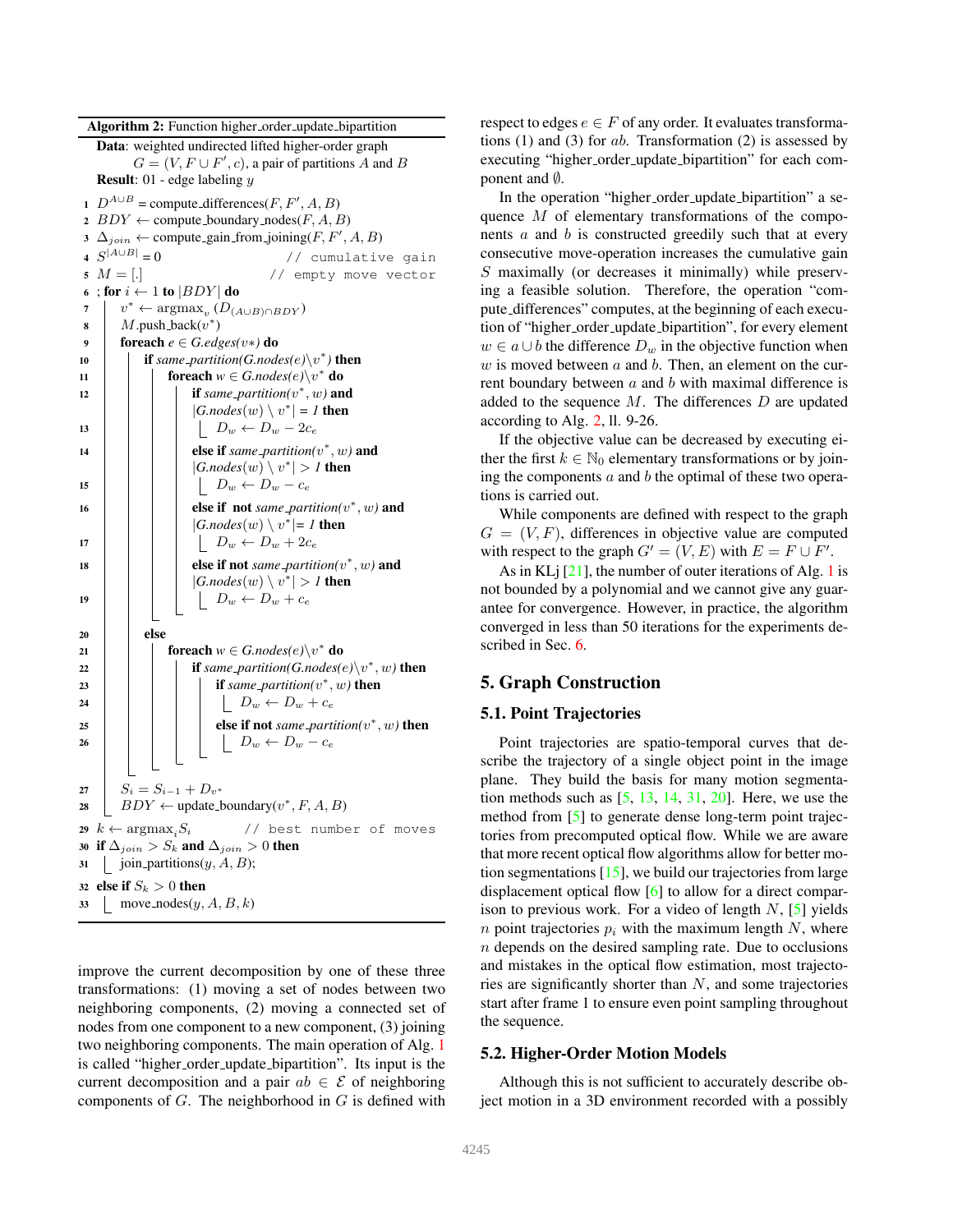**Algorithm 2:** Function higher_order_update_bipartition

```
Data: weighted undirected lifted higher-order graph
      G = (V, F ∪ F', c), a pair of partitions A and B
Result: 01 - edge labeling y
1  D^{A∪B} = compute_differences(F, F', A, B)
2  BDY ← compute_boundary_nodes(F, A, B)
3  Δ_join ← compute_gain_from_joining(F, F', A, B)
4  S^{|A∪B|} = 0                              // cumulative gain
5  M = [.]                                    // empty move vector
6  ; for i ← 1 to |BDY| do
7      v* ← argmax_v (D_{(A∪B)∩BDY})
8      M.push_back(v*)
9      foreach e ∈ G.edges(v*) do
10         if same_partition(G.nodes(e)\v*) then
11             foreach w ∈ G.nodes(e)\v* do
12                 if same_partition(v*, w) and |G.nodes(w) \ v*| = 1 then
13                     D_w ← D_w − 2c_e
14                 else if same_partition(v*, w) and |G.nodes(w) \ v*| > 1 then
15                     D_w ← D_w − c_e
16                 else if not same_partition(v*, w) and |G.nodes(w) \ v*| = 1 then
17                     D_w ← D_w + 2c_e
18                 else if not same_partition(v*, w) and |G.nodes(w) \ v*| > 1 then
19                     D_w ← D_w + c_e
20         else
21             foreach w ∈ G.nodes(e)\v* do
22                 if same_partition(G.nodes(e)\v*, w) then
23                     if same_partition(v*, w) then
24                         D_w ← D_w + c_e
25                     else if not same_partition(v*, w) then
26                         D_w ← D_w − c_e
27     S_i = S_{i−1} + D_{v*}
28     BDY ← update_boundary(v*, F, A, B)
29 k ← argmax_i S_i                           // best number of moves
30 if Δ_join > S_k and Δ_join > 0 then
31     join_partitions(y, A, B);
32 else if S_k > 0 then
33     move_nodes(y, A, B, k)
```

improve the current decomposition by one of these three transformations: (1) moving a set of nodes between two neighboring components, (2) moving a connected set of nodes from one component to a new component, (3) joining two neighboring components. The main operation of Alg. 1 is called "higher_order_update_bipartition". Its input is the current decomposition and a pair $ab \in \mathcal{E}$ of neighboring components of $G$. The neighborhood in $G$ is defined with respect to edges $e \in F$ of any order. It evaluates transformations (1) and (3) for $ab$. Transformation (2) is assessed by executing "higher_order_update_bipartition" for each component and $\emptyset$.

In the operation "higher_order_update_bipartition" a sequence $M$ of elementary transformations of the components $a$ and $b$ is constructed greedily such that at every consecutive move-operation increases the cumulative gain $S$ maximally (or decreases it minimally) while preserving a feasible solution. Therefore, the operation "compute_differences" computes, at the beginning of each execution of "higher_order_update_bipartition", for every element $w \in a \cup b$ the difference $D_w$ in the objective function when $w$ is moved between $a$ and $b$. Then, an element on the current boundary between $a$ and $b$ with maximal difference is added to the sequence $M$. The differences $D$ are updated according to Alg. 2, ll. 9-26.

If the objective value can be decreased by executing either the first $k \in \mathbb{N}_0$ elementary transformations or by joining the components $a$ and $b$ the optimal of these two operations is carried out.

While components are defined with respect to the graph $G = (V, F)$, differences in objective value are computed with respect to the graph $G' = (V, E)$ with $E = F \cup F'$.

As in KLj [21], the number of outer iterations of Alg. 1 is not bounded by a polynomial and we cannot give any guarantee for convergence. However, in practice, the algorithm converged in less than 50 iterations for the experiments described in Sec. 6.

## 5. Graph Construction

### 5.1. Point Trajectories

Point trajectories are spatio-temporal curves that describe the trajectory of a single object point in the image plane. They build the basis for many motion segmentation methods such as [5, 13, 14, 31, 20]. Here, we use the method from [5] to generate dense long-term point trajectories from precomputed optical flow. While we are aware that more recent optical flow algorithms allow for better motion segmentations [15], we build our trajectories from large displacement optical flow [6] to allow for a direct comparison to previous work. For a video of length $N$, [5] yields $n$ point trajectories $p_i$ with the maximum length $N$, where $n$ depends on the desired sampling rate. Due to occlusions and mistakes in the optical flow estimation, most trajectories are significantly shorter than $N$, and some trajectories start after frame 1 to ensure even point sampling throughout the sequence.

### 5.2. Higher-Order Motion Models

Although this is not sufficient to accurately describe object motion in a 3D environment recorded with a possibly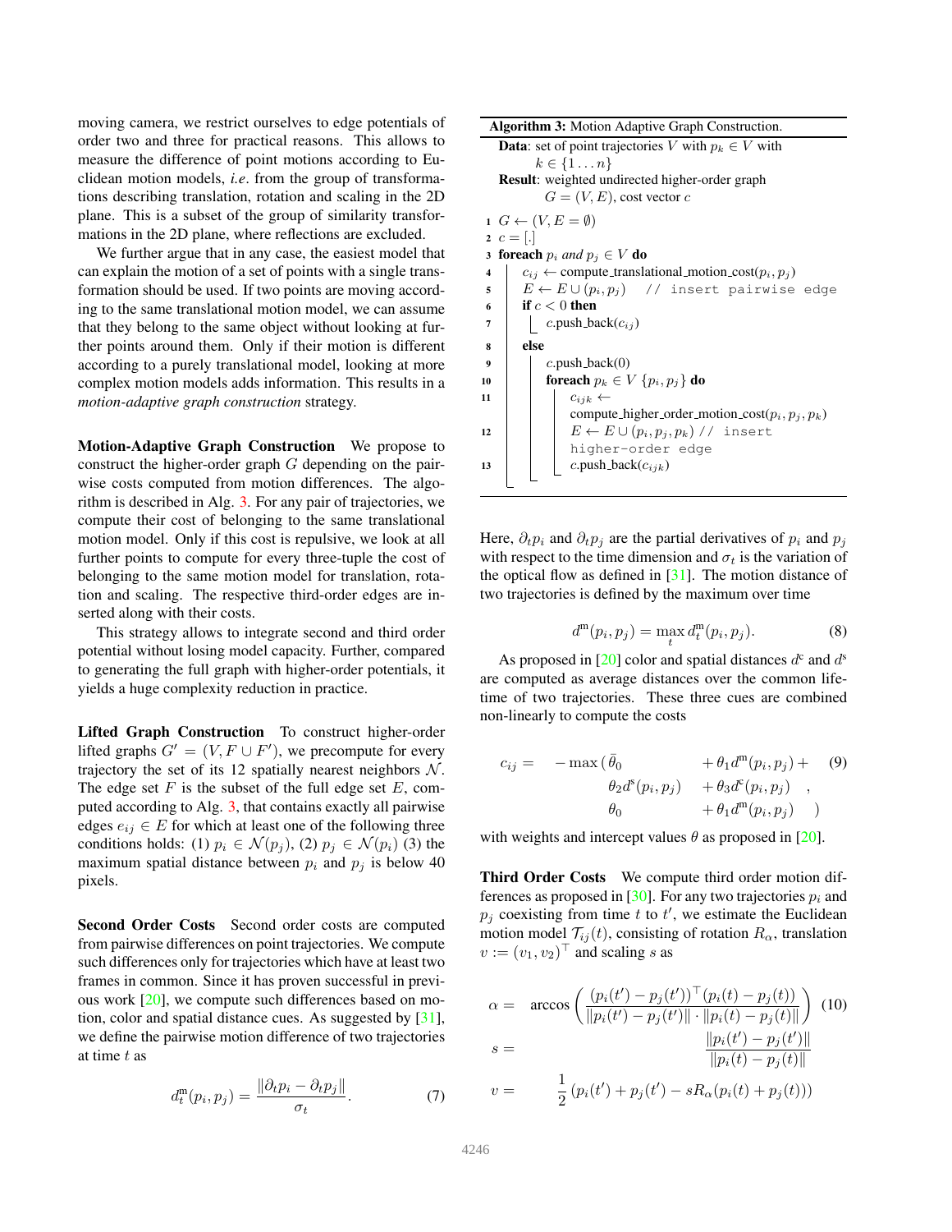moving camera, we restrict ourselves to edge potentials of order two and three for practical reasons. This allows to measure the difference of point motions according to Euclidean motion models, *i.e.* from the group of transformations describing translation, rotation and scaling in the 2D plane. This is a subset of the group of similarity transformations in the 2D plane, where reflections are excluded.

We further argue that in any case, the easiest model that can explain the motion of a set of points with a single transformation should be used. If two points are moving according to the same translational motion model, we can assume that they belong to the same object without looking at further points around them. Only if their motion is different according to a purely translational model, looking at more complex motion models adds information. This results in a *motion-adaptive graph construction* strategy.

**Motion-Adaptive Graph Construction** We propose to construct the higher-order graph $G$ depending on the pairwise costs computed from motion differences. The algorithm is described in Alg. 3. For any pair of trajectories, we compute their cost of belonging to the same translational motion model. Only if this cost is repulsive, we look at all further points to compute for every three-tuple the cost of belonging to the same motion model for translation, rotation and scaling. The respective third-order edges are inserted along with their costs.

This strategy allows to integrate second and third order potential without losing model capacity. Further, compared to generating the full graph with higher-order potentials, it yields a huge complexity reduction in practice.

**Lifted Graph Construction** To construct higher-order lifted graphs $G' = (V, F \cup F')$, we precompute for every trajectory the set of its 12 spatially nearest neighbors $\mathcal{N}$. The edge set $F$ is the subset of the full edge set $E$, computed according to Alg. 3, that contains exactly all pairwise edges $e_{ij} \in E$ for which at least one of the following three conditions holds: (1) $p_i \in \mathcal{N}(p_j)$, (2) $p_j \in \mathcal{N}(p_i)$ (3) the maximum spatial distance between $p_i$ and $p_j$ is below 40 pixels.

**Second Order Costs** Second order costs are computed from pairwise differences on point trajectories. We compute such differences only for trajectories which have at least two frames in common. Since it has proven successful in previous work [20], we compute such differences based on motion, color and spatial distance cues. As suggested by [31], we define the pairwise motion difference of two trajectories at time $t$ as

$$d_t^{\mathrm{m}}(p_i, p_j) = \frac{\|\partial_t p_i - \partial_t p_j\|}{\sigma_t}. \tag{7}$$

**Algorithm 3:** Motion Adaptive Graph Construction.

**Data**: set of point trajectories $V$ with $p_k \in V$ with $k \in \{1 \dots n\}$
**Result**: weighted undirected higher-order graph $G = (V, E)$, cost vector $c$

```
1  G ← (V, E = ∅)
2  c = [.]
3  foreach p_i and p_j ∈ V do
4      c_ij ← compute_translational_motion_cost(p_i, p_j)
5      E ← E ∪ (p_i, p_j)   // insert pairwise edge
6      if c < 0 then
7          c.push_back(c_ij)
8      else
9          c.push_back(0)
10         foreach p_k ∈ V {p_i, p_j} do
11             c_ijk ← compute_higher_order_motion_cost(p_i, p_j, p_k)
12             E ← E ∪ (p_i, p_j, p_k) // insert higher-order edge
13             c.push_back(c_ijk)
```

Here, $\partial_t p_i$ and $\partial_t p_j$ are the partial derivatives of $p_i$ and $p_j$ with respect to the time dimension and $\sigma_t$ is the variation of the optical flow as defined in [31]. The motion distance of two trajectories is defined by the maximum over time

$$d^{\mathrm{m}}(p_i, p_j) = \max_t d_t^{\mathrm{m}}(p_i, p_j). \tag{8}$$

As proposed in [20] color and spatial distances $d^{\mathrm{c}}$ and $d^{\mathrm{s}}$ are computed as average distances over the common lifetime of two trajectories. These three cues are combined non-linearly to compute the costs

$$\begin{aligned} c_{ij} = \quad & -\max\big(\bar{\theta}_0 && + \theta_1 d^{\mathrm{m}}(p_i, p_j) + \\ & \theta_2 d^{\mathrm{s}}(p_i, p_j) && + \theta_3 d^{\mathrm{c}}(p_i, p_j) \quad , \\ & \theta_0 && + \theta_1 d^{\mathrm{m}}(p_i, p_j) \quad \big) \end{aligned} \tag{9}$$

with weights and intercept values $\theta$ as proposed in [20].

**Third Order Costs** We compute third order motion differences as proposed in [30]. For any two trajectories $p_i$ and $p_j$ coexisting from time $t$ to $t'$, we estimate the Euclidean motion model $\mathcal{T}_{ij}(t)$, consisting of rotation $R_\alpha$, translation $v := (v_1, v_2)^\top$ and scaling $s$ as

$$\begin{aligned} \alpha = \quad & \arccos\left(\frac{(p_i(t') - p_j(t'))^\top (p_i(t) - p_j(t))}{\|p_i(t') - p_j(t')\| \cdot \|p_i(t) - p_j(t)\|}\right) \\ s = \quad & \frac{\|p_i(t') - p_j(t')\|}{\|p_i(t) - p_j(t)\|} \\ v = \quad & \frac{1}{2}\left(p_i(t') + p_j(t') - sR_\alpha(p_i(t) + p_j(t))\right) \end{aligned} \tag{10}$$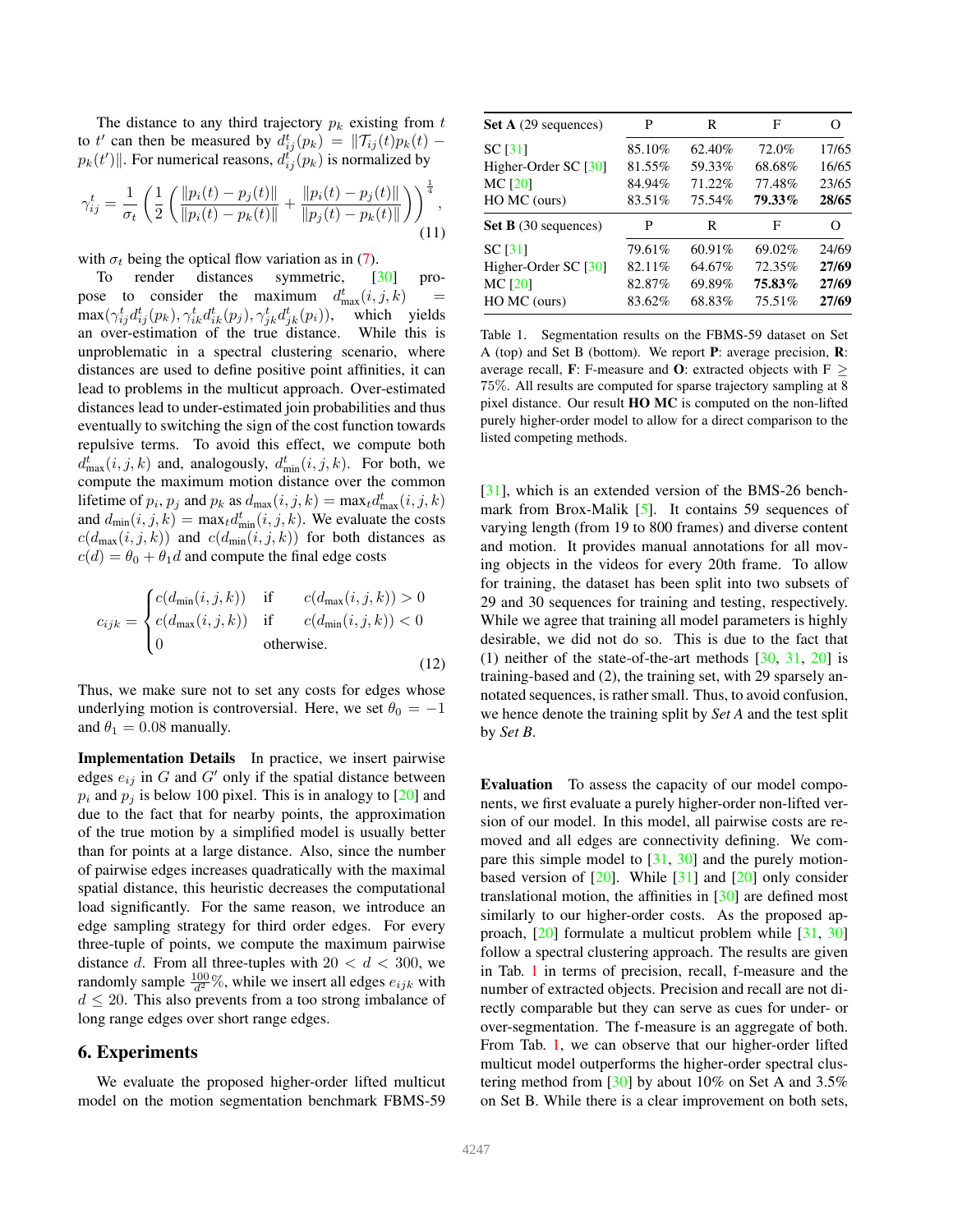The distance to any third trajectory $p_k$ existing from $t$ to $t'$ can then be measured by $d^t_{ij}(p_k) = \|\mathcal{T}_{ij}(t)p_k(t) - p_k(t')\|$. For numerical reasons, $d^t_{ij}(p_k)$ is normalized by

$$\gamma^t_{ij} = \frac{1}{\sigma_t}\left(\frac{1}{2}\left(\frac{\|p_i(t)-p_j(t)\|}{\|p_i(t)-p_k(t)\|} + \frac{\|p_i(t)-p_j(t)\|}{\|p_j(t)-p_k(t)\|}\right)\right)^{\frac{1}{4}}, \tag{11}$$

with $\sigma_t$ being the optical flow variation as in (7).

To render distances symmetric, [30] propose to consider the maximum $d^t_{\max}(i,j,k) = \max(\gamma^t_{ij}d^t_{ij}(p_k), \gamma^t_{ik}d^t_{ik}(p_j), \gamma^t_{jk}d^t_{jk}(p_i))$, which yields an over-estimation of the true distance. While this is unproblematic in a spectral clustering scenario, where distances are used to define positive point affinities, it can lead to problems in the multicut approach. Over-estimated distances lead to under-estimated join probabilities and thus eventually to switching the sign of the cost function towards repulsive terms. To avoid this effect, we compute both $d^t_{\max}(i,j,k)$ and, analogously, $d^t_{\min}(i,j,k)$. For both, we compute the maximum motion distance over the common lifetime of $p_i$, $p_j$ and $p_k$ as $d_{\max}(i,j,k) = \max_t d^t_{\max}(i,j,k)$ and $d_{\min}(i,j,k) = \max_t d^t_{\min}(i,j,k)$. We evaluate the costs $c(d_{\max}(i,j,k))$ and $c(d_{\min}(i,j,k))$ for both distances as $c(d) = \theta_0 + \theta_1 d$ and compute the final edge costs

$$c_{ijk} = \begin{cases} c(d_{\min}(i,j,k)) & \text{if} \quad c(d_{\max}(i,j,k)) > 0 \\ c(d_{\max}(i,j,k)) & \text{if} \quad c(d_{\min}(i,j,k)) < 0 \\ 0 & \text{otherwise.} \end{cases} \tag{12}$$

Thus, we make sure not to set any costs for edges whose underlying motion is controversial. Here, we set $\theta_0 = -1$ and $\theta_1 = 0.08$ manually.

**Implementation Details** In practice, we insert pairwise edges $e_{ij}$ in $G$ and $G'$ only if the spatial distance between $p_i$ and $p_j$ is below 100 pixel. This is in analogy to [20] and due to the fact that for nearby points, the approximation of the true motion by a simplified model is usually better than for points at a large distance. Also, since the number of pairwise edges increases quadratically with the maximal spatial distance, this heuristic decreases the computational load significantly. For the same reason, we introduce an edge sampling strategy for third order edges. For every three-tuple of points, we compute the maximum pairwise distance $d$. From all three-tuples with $20 < d < 300$, we randomly sample $\frac{100}{d^2}\%$, while we insert all edges $e_{ijk}$ with $d \leq 20$. This also prevents from a too strong imbalance of long range edges over short range edges.

## 6. Experiments

We evaluate the proposed higher-order lifted multicut model on the motion segmentation benchmark FBMS-59 [31], which is an extended version of the BMS-26 benchmark from Brox-Malik [5]. It contains 59 sequences of varying length (from 19 to 800 frames) and diverse content and motion. It provides manual annotations for all moving objects in the videos for every 20th frame. To allow for training, the dataset has been split into two subsets of 29 and 30 sequences for training and testing, respectively. While we agree that training all model parameters is highly desirable, we did not do so. This is due to the fact that (1) neither of the state-of-the-art methods [30, 31, 20] is training-based and (2), the training set, with 29 sparsely annotated sequences, is rather small. Thus, to avoid confusion, we hence denote the training split by *Set A* and the test split by *Set B*.

| **Set A** (29 sequences) | P | R | F | O |
|---|---|---|---|---|
| SC [31] | 85.10% | 62.40% | 72.0% | 17/65 |
| Higher-Order SC [30] | 81.55% | 59.33% | 68.68% | 16/65 |
| MC [20] | 84.94% | 71.22% | 77.48% | 23/65 |
| HO MC (ours) | 83.51% | 75.54% | **79.33%** | **28/65** |
| **Set B** (30 sequences) | P | R | F | O |
| SC [31] | 79.61% | 60.91% | 69.02% | 24/69 |
| Higher-Order SC [30] | 82.11% | 64.67% | 72.35% | **27/69** |
| MC [20] | 82.87% | 69.89% | **75.83%** | **27/69** |
| HO MC (ours) | 83.62% | 68.83% | 75.51% | **27/69** |

Table 1. Segmentation results on the FBMS-59 dataset on Set A (top) and Set B (bottom). We report **P**: average precision, **R**: average recall, **F**: F-measure and **O**: extracted objects with F $\geq$ 75%. All results are computed for sparse trajectory sampling at 8 pixel distance. Our result **HO MC** is computed on the non-lifted purely higher-order model to allow for a direct comparison to the listed competing methods.

**Evaluation** To assess the capacity of our model components, we first evaluate a purely higher-order non-lifted version of our model. In this model, all pairwise costs are removed and all edges are connectivity defining. We compare this simple model to [31, 30] and the purely motion-based version of [20]. While [31] and [20] only consider translational motion, the affinities in [30] are defined most similarly to our higher-order costs. As the proposed approach, [20] formulate a multicut problem while [31, 30] follow a spectral clustering approach. The results are given in Tab. 1 in terms of precision, recall, f-measure and the number of extracted objects. Precision and recall are not directly comparable but they can serve as cues for under- or over-segmentation. The f-measure is an aggregate of both. From Tab. 1, we can observe that our higher-order lifted multicut model outperforms the higher-order spectral clustering method from [30] by about 10% on Set A and 3.5% on Set B. While there is a clear improvement on both sets,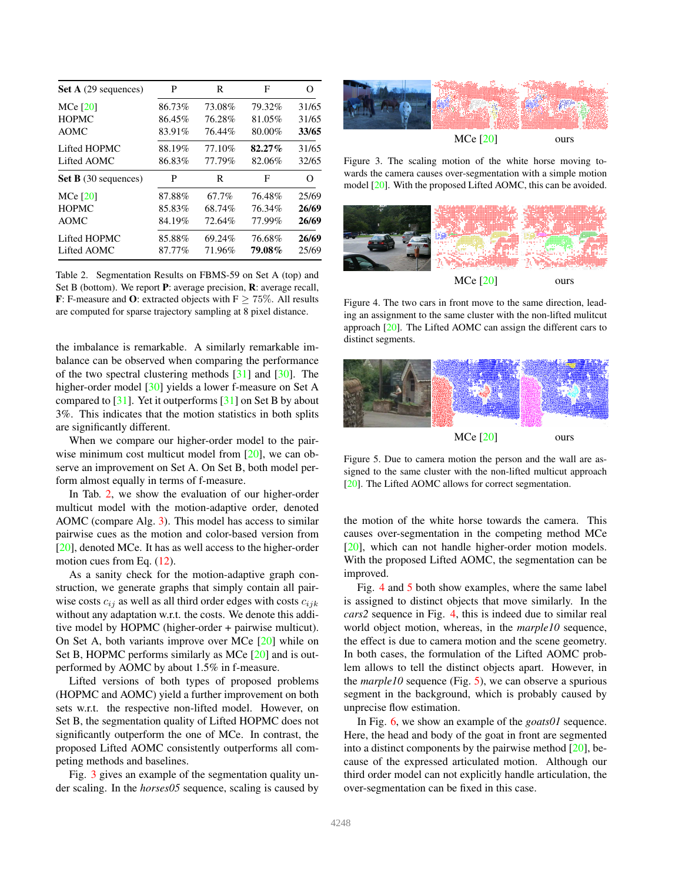| **Set A** (29 sequences) | P | R | F | O |
|---|---|---|---|---|
| MCe [20] | 86.73% | 73.08% | 79.32% | 31/65 |
| HOPMC | 86.45% | 76.28% | 81.05% | 31/65 |
| AOMC | 83.91% | 76.44% | 80.00% | **33/65** |
| Lifted HOPMC | 88.19% | 77.10% | **82.27%** | 31/65 |
| Lifted AOMC | 86.83% | 77.79% | 82.06% | 32/65 |
| **Set B** (30 sequences) | P | R | F | O |
| MCe [20] | 87.88% | 67.7% | 76.48% | 25/69 |
| HOPMC | 85.83% | 68.74% | 76.34% | **26/69** |
| AOMC | 84.19% | 72.64% | 77.99% | **26/69** |
| Lifted HOPMC | 85.88% | 69.24% | 76.68% | **26/69** |
| Lifted AOMC | 87.77% | 71.96% | **79.08%** | 25/69 |

Table 2. Segmentation Results on FBMS-59 on Set A (top) and Set B (bottom). We report **P**: average precision, **R**: average recall, **F**: F-measure and **O**: extracted objects with F $\geq$ 75%. All results are computed for sparse trajectory sampling at 8 pixel distance.

the imbalance is remarkable. A similarly remarkable imbalance can be observed when comparing the performance of the two spectral clustering methods [31] and [30]. The higher-order model [30] yields a lower f-measure on Set A compared to [31]. Yet it outperforms [31] on Set B by about 3%. This indicates that the motion statistics in both splits are significantly different.

When we compare our higher-order model to the pairwise minimum cost multicut model from [20], we can observe an improvement on Set A. On Set B, both model perform almost equally in terms of f-measure.

In Tab. 2, we show the evaluation of our higher-order multicut model with the motion-adaptive order, denoted AOMC (compare Alg. 3). This model has access to similar pairwise cues as the motion and color-based version from [20], denoted MCe. It has as well access to the higher-order motion cues from Eq. (12).

As a sanity check for the motion-adaptive graph construction, we generate graphs that simply contain all pairwise costs $c_{ij}$ as well as all third order edges with costs $c_{ijk}$ without any adaptation w.r.t. the costs. We denote this additive model by HOPMC (higher-order + pairwise multicut). On Set A, both variants improve over MCe [20] while on Set B, HOPMC performs similarly as MCe [20] and is outperformed by AOMC by about 1.5% in f-measure.

Lifted versions of both types of proposed problems (HOPMC and AOMC) yield a further improvement on both sets w.r.t. the respective non-lifted model. However, on Set B, the segmentation quality of Lifted HOPMC does not significantly outperform the one of MCe. In contrast, the proposed Lifted AOMC consistently outperforms all competing methods and baselines.

Fig. 3 gives an example of the segmentation quality under scaling. In the *horses05* sequence, scaling is caused by the motion of the white horse towards the camera. This causes over-segmentation in the competing method MCe [20], which can not handle higher-order motion models. With the proposed Lifted AOMC, the segmentation can be improved.

MCe [20] ours

Figure 3. The scaling motion of the white horse moving towards the camera causes over-segmentation with a simple motion model [20]. With the proposed Lifted AOMC, this can be avoided.

MCe [20] ours

Figure 4. The two cars in front move to the same direction, leading an assignment to the same cluster with the non-lifted mulitcut approach [20]. The Lifted AOMC can assign the different cars to distinct segments.

MCe [20] ours

Figure 5. Due to camera motion the person and the wall are assigned to the same cluster with the non-lifted multicut approach [20]. The Lifted AOMC allows for correct segmentation.

Fig. 4 and 5 both show examples, where the same label is assigned to distinct objects that move similarly. In the *cars2* sequence in Fig. 4, this is indeed due to similar real world object motion, whereas, in the *marple10* sequence, the effect is due to camera motion and the scene geometry. In both cases, the formulation of the Lifted AOMC problem allows to tell the distinct objects apart. However, in the *marple10* sequence (Fig. 5), we can observe a spurious segment in the background, which is probably caused by unprecise flow estimation.

In Fig. 6, we show an example of the *goats01* sequence. Here, the head and body of the goat in front are segmented into a distinct components by the pairwise method [20], because of the expressed articulated motion. Although our third order model can not explicitly handle articulation, the over-segmentation can be fixed in this case.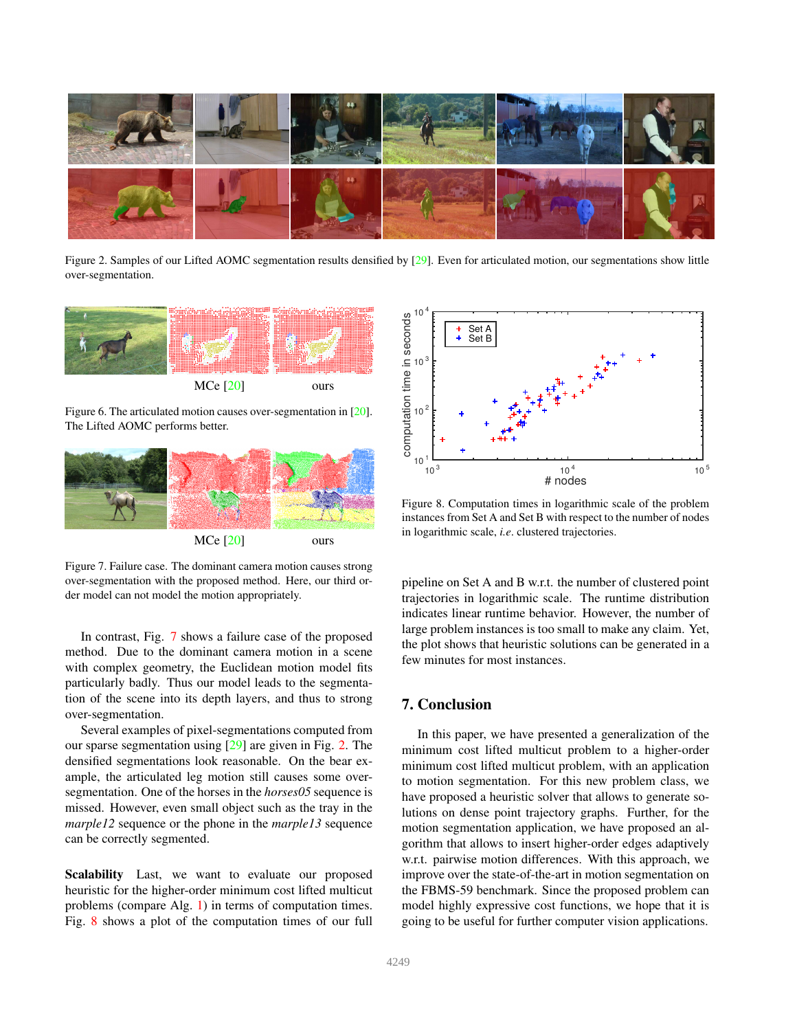Figure 2. Samples of our Lifted AOMC segmentation results densified by [29]. Even for articulated motion, our segmentations show little over-segmentation.

MCe [20] ours

Figure 6. The articulated motion causes over-segmentation in [20]. The Lifted AOMC performs better.

MCe [20] ours

Figure 7. Failure case. The dominant camera motion causes strong over-segmentation with the proposed method. Here, our third order model can not model the motion appropriately.

In contrast, Fig. 7 shows a failure case of the proposed method. Due to the dominant camera motion in a scene with complex geometry, the Euclidean motion model fits particularly badly. Thus our model leads to the segmentation of the scene into its depth layers, and thus to strong over-segmentation.

Several examples of pixel-segmentations computed from our sparse segmentation using [29] are given in Fig. 2. The densified segmentations look reasonable. On the bear example, the articulated leg motion still causes some over-segmentation. One of the horses in the *horses05* sequence is missed. However, even small object such as the tray in the *marple12* sequence or the phone in the *marple13* sequence can be correctly segmented.

**Scalability** Last, we want to evaluate our proposed heuristic for the higher-order minimum cost lifted multicut problems (compare Alg. 1) in terms of computation times. Fig. 8 shows a plot of the computation times of our full pipeline on Set A and B w.r.t. the number of clustered point trajectories in logarithmic scale. The runtime distribution indicates linear runtime behavior. However, the number of large problem instances is too small to make any claim. Yet, the plot shows that heuristic solutions can be generated in a few minutes for most instances.

Figure 8. Computation times in logarithmic scale of the problem instances from Set A and Set B with respect to the number of nodes in logarithmic scale, *i.e.* clustered trajectories.

## 7. Conclusion

In this paper, we have presented a generalization of the minimum cost lifted multicut problem to a higher-order minimum cost lifted multicut problem, with an application to motion segmentation. For this new problem class, we have proposed a heuristic solver that allows to generate solutions on dense point trajectory graphs. Further, for the motion segmentation application, we have proposed an algorithm that allows to insert higher-order edges adaptively w.r.t. pairwise motion differences. With this approach, we improve over the state-of-the-art in motion segmentation on the FBMS-59 benchmark. Since the proposed problem can model highly expressive cost functions, we hope that it is going to be useful for further computer vision applications.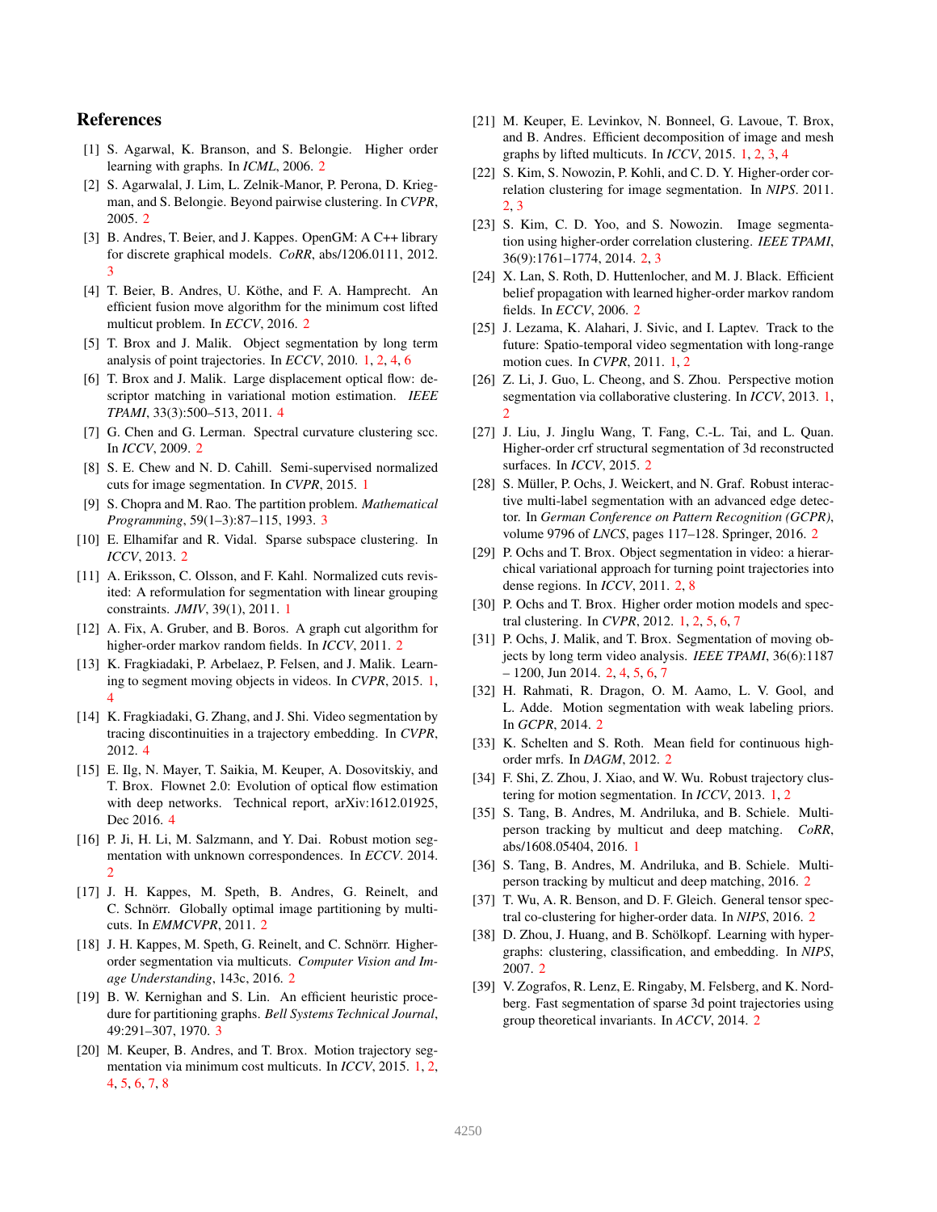## References

[1] S. Agarwal, K. Branson, and S. Belongie. Higher order learning with graphs. In *ICML*, 2006. 2

[2] S. Agarwalal, J. Lim, L. Zelnik-Manor, P. Perona, D. Kriegman, and S. Belongie. Beyond pairwise clustering. In *CVPR*, 2005. 2

[3] B. Andres, T. Beier, and J. Kappes. OpenGM: A C++ library for discrete graphical models. *CoRR*, abs/1206.0111, 2012. 3

[4] T. Beier, B. Andres, U. Köthe, and F. A. Hamprecht. An efficient fusion move algorithm for the minimum cost lifted multicut problem. In *ECCV*, 2016. 2

[5] T. Brox and J. Malik. Object segmentation by long term analysis of point trajectories. In *ECCV*, 2010. 1, 2, 4, 6

[6] T. Brox and J. Malik. Large displacement optical flow: descriptor matching in variational motion estimation. *IEEE TPAMI*, 33(3):500–513, 2011. 4

[7] G. Chen and G. Lerman. Spectral curvature clustering scc. In *ICCV*, 2009. 2

[8] S. E. Chew and N. D. Cahill. Semi-supervised normalized cuts for image segmentation. In *CVPR*, 2015. 1

[9] S. Chopra and M. Rao. The partition problem. *Mathematical Programming*, 59(1–3):87–115, 1993. 3

[10] E. Elhamifar and R. Vidal. Sparse subspace clustering. In *ICCV*, 2013. 2

[11] A. Eriksson, C. Olsson, and F. Kahl. Normalized cuts revisited: A reformulation for segmentation with linear grouping constraints. *JMIV*, 39(1), 2011. 1

[12] A. Fix, A. Gruber, and B. Boros. A graph cut algorithm for higher-order markov random fields. In *ICCV*, 2011. 2

[13] K. Fragkiadaki, P. Arbelaez, P. Felsen, and J. Malik. Learning to segment moving objects in videos. In *CVPR*, 2015. 1, 4

[14] K. Fragkiadaki, G. Zhang, and J. Shi. Video segmentation by tracing discontinuities in a trajectory embedding. In *CVPR*, 2012. 4

[15] E. Ilg, N. Mayer, T. Saikia, M. Keuper, A. Dosovitskiy, and T. Brox. Flownet 2.0: Evolution of optical flow estimation with deep networks. Technical report, arXiv:1612.01925, Dec 2016. 4

[16] P. Ji, H. Li, M. Salzmann, and Y. Dai. Robust motion segmentation with unknown correspondences. In *ECCV*. 2014. 2

[17] J. H. Kappes, M. Speth, B. Andres, G. Reinelt, and C. Schnörr. Globally optimal image partitioning by multicuts. In *EMMCVPR*, 2011. 2

[18] J. H. Kappes, M. Speth, G. Reinelt, and C. Schnörr. Higher-order segmentation via multicuts. *Computer Vision and Image Understanding*, 143c, 2016. 2

[19] B. W. Kernighan and S. Lin. An efficient heuristic procedure for partitioning graphs. *Bell Systems Technical Journal*, 49:291–307, 1970. 3

[20] M. Keuper, B. Andres, and T. Brox. Motion trajectory segmentation via minimum cost multicuts. In *ICCV*, 2015. 1, 2, 4, 5, 6, 7, 8

[21] M. Keuper, E. Levinkov, N. Bonneel, G. Lavoue, T. Brox, and B. Andres. Efficient decomposition of image and mesh graphs by lifted multicuts. In *ICCV*, 2015. 1, 2, 3, 4

[22] S. Kim, S. Nowozin, P. Kohli, and C. D. Y. Higher-order correlation clustering for image segmentation. In *NIPS*. 2011. 2, 3

[23] S. Kim, C. D. Yoo, and S. Nowozin. Image segmentation using higher-order correlation clustering. *IEEE TPAMI*, 36(9):1761–1774, 2014. 2, 3

[24] X. Lan, S. Roth, D. Huttenlocher, and M. J. Black. Efficient belief propagation with learned higher-order markov random fields. In *ECCV*, 2006. 2

[25] J. Lezama, K. Alahari, J. Sivic, and I. Laptev. Track to the future: Spatio-temporal video segmentation with long-range motion cues. In *CVPR*, 2011. 1, 2

[26] Z. Li, J. Guo, L. Cheong, and S. Zhou. Perspective motion segmentation via collaborative clustering. In *ICCV*, 2013. 1, 2

[27] J. Liu, J. Jinglu Wang, T. Fang, C.-L. Tai, and L. Quan. Higher-order crf structural segmentation of 3d reconstructed surfaces. In *ICCV*, 2015. 2

[28] S. Müller, P. Ochs, J. Weickert, and N. Graf. Robust interactive multi-label segmentation with an advanced edge detector. In *German Conference on Pattern Recognition (GCPR)*, volume 9796 of *LNCS*, pages 117–128. Springer, 2016. 2

[29] P. Ochs and T. Brox. Object segmentation in video: a hierarchical variational approach for turning point trajectories into dense regions. In *ICCV*, 2011. 2, 8

[30] P. Ochs and T. Brox. Higher order motion models and spectral clustering. In *CVPR*, 2012. 1, 2, 5, 6, 7

[31] P. Ochs, J. Malik, and T. Brox. Segmentation of moving objects by long term video analysis. *IEEE TPAMI*, 36(6):1187 – 1200, Jun 2014. 2, 4, 5, 6, 7

[32] H. Rahmati, R. Dragon, O. M. Aamo, L. V. Gool, and L. Adde. Motion segmentation with weak labeling priors. In *GCPR*, 2014. 2

[33] K. Schelten and S. Roth. Mean field for continuous high-order mrfs. In *DAGM*, 2012. 2

[34] F. Shi, Z. Zhou, J. Xiao, and W. Wu. Robust trajectory clustering for motion segmentation. In *ICCV*, 2013. 1, 2

[35] S. Tang, B. Andres, M. Andriluka, and B. Schiele. Multi-person tracking by multicut and deep matching. *CoRR*, abs/1608.05404, 2016. 1

[36] S. Tang, B. Andres, M. Andriluka, and B. Schiele. Multi-person tracking by multicut and deep matching, 2016. 2

[37] T. Wu, A. R. Benson, and D. F. Gleich. General tensor spectral co-clustering for higher-order data. In *NIPS*, 2016. 2

[38] D. Zhou, J. Huang, and B. Schölkopf. Learning with hypergraphs: clustering, classification, and embedding. In *NIPS*, 2007. 2

[39] V. Zografos, R. Lenz, E. Ringaby, M. Felsberg, and K. Nordberg. Fast segmentation of sparse 3d point trajectories using group theoretical invariants. In *ACCV*, 2014. 2